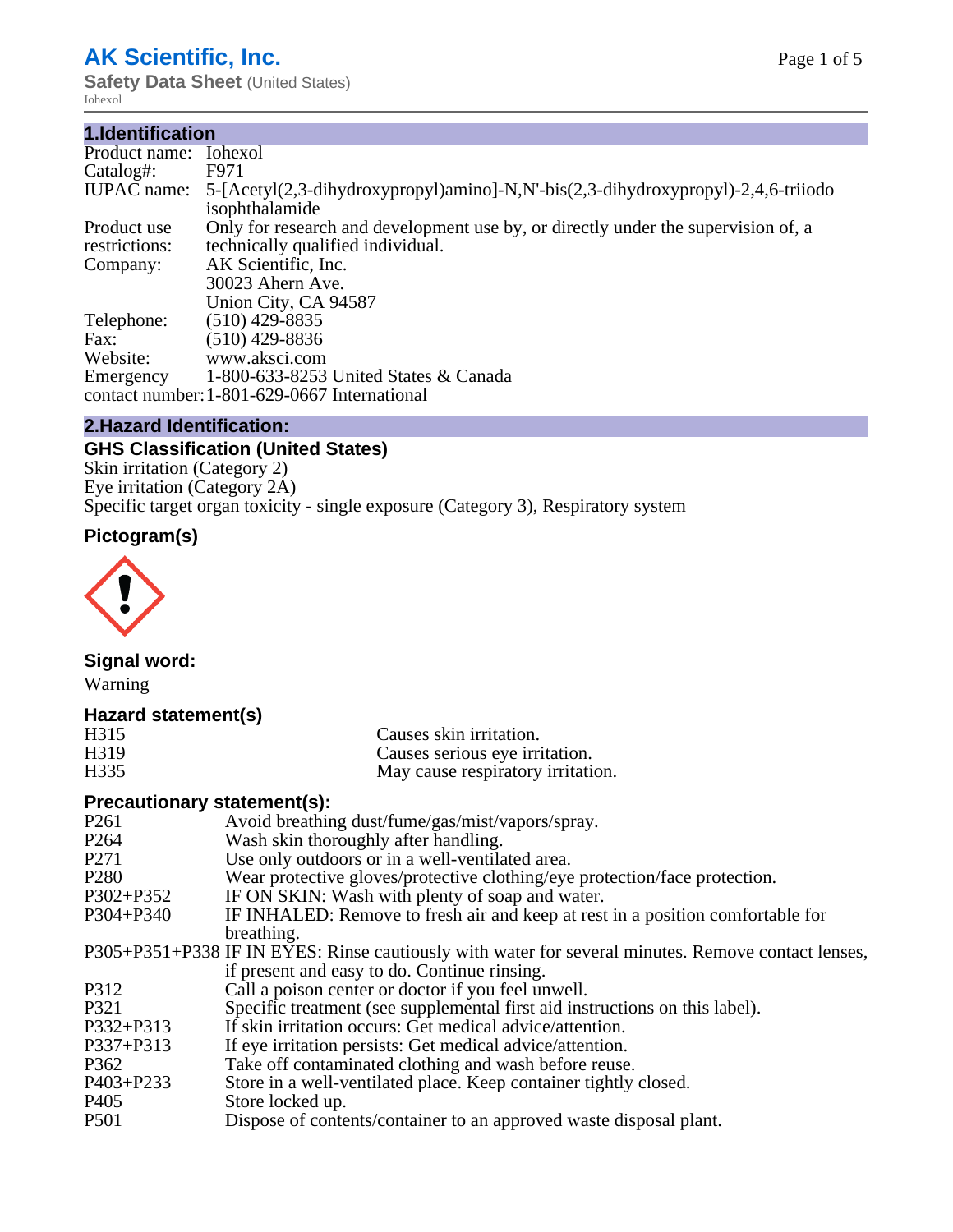# AK Scientific, Inc.

**Safety Data Sheet** (United States)

Iohexol

## 1.Identification

| | |
|---|---|
| Product name: | Iohexol |
| Catalog#: | F971 |
| IUPAC name: | 5-[Acetyl(2,3-dihydroxypropyl)amino]-N,N'-bis(2,3-dihydroxypropyl)-2,4,6-triiodo isophthalamide |
| Product use restrictions: | Only for research and development use by, or directly under the supervision of, a technically qualified individual. |
| Company: | AK Scientific, Inc.<br>30023 Ahern Ave.<br>Union City, CA 94587 |
| Telephone: | (510) 429-8835 |
| Fax: | (510) 429-8836 |
| Website: | www.aksci.com |
| Emergency contact number: | 1-800-633-8253 United States & Canada<br>1-801-629-0667 International |

## 2.Hazard Identification:

### GHS Classification (United States)

Skin irritation (Category 2)
Eye irritation (Category 2A)
Specific target organ toxicity - single exposure (Category 3), Respiratory system

### Pictogram(s)

### Signal word:

Warning

### Hazard statement(s)

| | |
|---|---|
| H315 | Causes skin irritation. |
| H319 | Causes serious eye irritation. |
| H335 | May cause respiratory irritation. |

### Precautionary statement(s):

| | |
|---|---|
| P261 | Avoid breathing dust/fume/gas/mist/vapors/spray. |
| P264 | Wash skin thoroughly after handling. |
| P271 | Use only outdoors or in a well-ventilated area. |
| P280 | Wear protective gloves/protective clothing/eye protection/face protection. |
| P302+P352 | IF ON SKIN: Wash with plenty of soap and water. |
| P304+P340 | IF INHALED: Remove to fresh air and keep at rest in a position comfortable for breathing. |
| P305+P351+P338 | IF IN EYES: Rinse cautiously with water for several minutes. Remove contact lenses, if present and easy to do. Continue rinsing. |
| P312 | Call a poison center or doctor if you feel unwell. |
| P321 | Specific treatment (see supplemental first aid instructions on this label). |
| P332+P313 | If skin irritation occurs: Get medical advice/attention. |
| P337+P313 | If eye irritation persists: Get medical advice/attention. |
| P362 | Take off contaminated clothing and wash before reuse. |
| P403+P233 | Store in a well-ventilated place. Keep container tightly closed. |
| P405 | Store locked up. |
| P501 | Dispose of contents/container to an approved waste disposal plant. |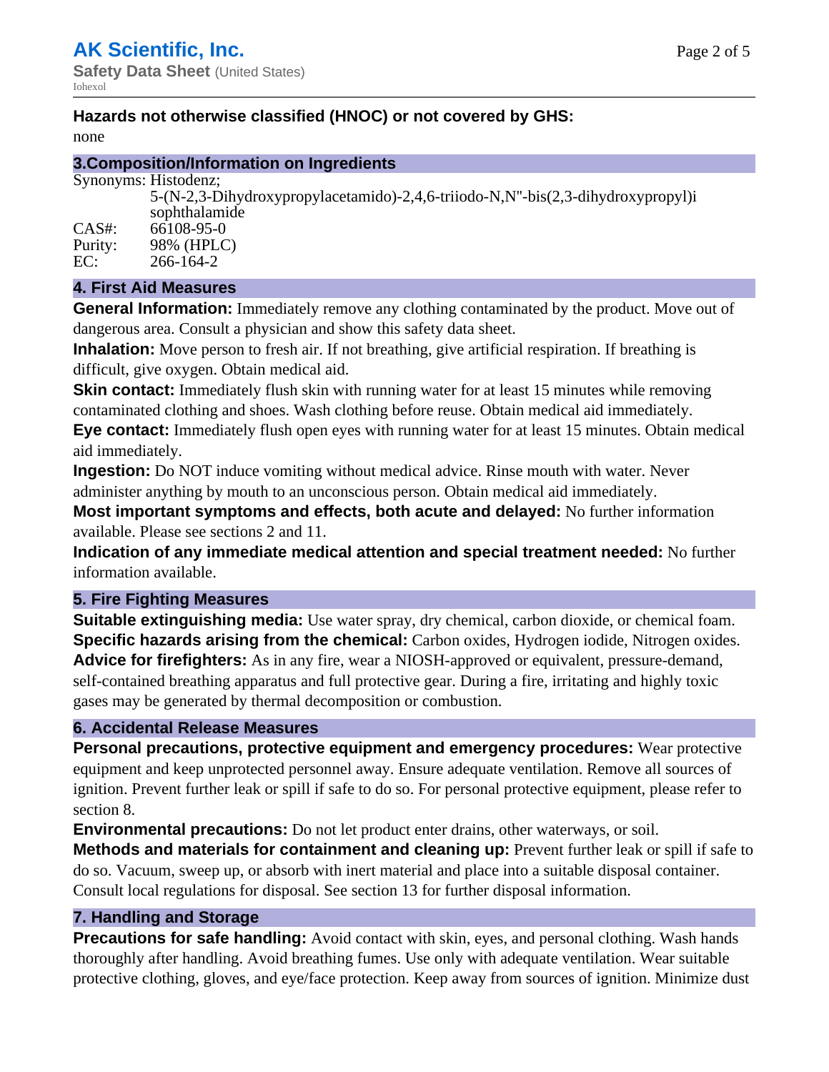**Hazards not otherwise classified (HNOC) or not covered by GHS:**
none

## 3.Composition/Information on Ingredients

Synonyms: Histodenz;
5-(N-2,3-Dihydroxypropylacetamido)-2,4,6-triiodo-N,N"-bis(2,3-dihydroxypropyl)isophthalamide
CAS#: 66108-95-0
Purity: 98% (HPLC)
EC: 266-164-2

## 4. First Aid Measures

**General Information:** Immediately remove any clothing contaminated by the product. Move out of dangerous area. Consult a physician and show this safety data sheet.
**Inhalation:** Move person to fresh air. If not breathing, give artificial respiration. If breathing is difficult, give oxygen. Obtain medical aid.
**Skin contact:** Immediately flush skin with running water for at least 15 minutes while removing contaminated clothing and shoes. Wash clothing before reuse. Obtain medical aid immediately.
**Eye contact:** Immediately flush open eyes with running water for at least 15 minutes. Obtain medical aid immediately.
**Ingestion:** Do NOT induce vomiting without medical advice. Rinse mouth with water. Never administer anything by mouth to an unconscious person. Obtain medical aid immediately.
**Most important symptoms and effects, both acute and delayed:** No further information available. Please see sections 2 and 11.
**Indication of any immediate medical attention and special treatment needed:** No further information available.

## 5. Fire Fighting Measures

**Suitable extinguishing media:** Use water spray, dry chemical, carbon dioxide, or chemical foam.
**Specific hazards arising from the chemical:** Carbon oxides, Hydrogen iodide, Nitrogen oxides.
**Advice for firefighters:** As in any fire, wear a NIOSH-approved or equivalent, pressure-demand, self-contained breathing apparatus and full protective gear. During a fire, irritating and highly toxic gases may be generated by thermal decomposition or combustion.

## 6. Accidental Release Measures

**Personal precautions, protective equipment and emergency procedures:** Wear protective equipment and keep unprotected personnel away. Ensure adequate ventilation. Remove all sources of ignition. Prevent further leak or spill if safe to do so. For personal protective equipment, please refer to section 8.
**Environmental precautions:** Do not let product enter drains, other waterways, or soil.
**Methods and materials for containment and cleaning up:** Prevent further leak or spill if safe to do so. Vacuum, sweep up, or absorb with inert material and place into a suitable disposal container. Consult local regulations for disposal. See section 13 for further disposal information.

## 7. Handling and Storage

**Precautions for safe handling:** Avoid contact with skin, eyes, and personal clothing. Wash hands thoroughly after handling. Avoid breathing fumes. Use only with adequate ventilation. Wear suitable protective clothing, gloves, and eye/face protection. Keep away from sources of ignition. Minimize dust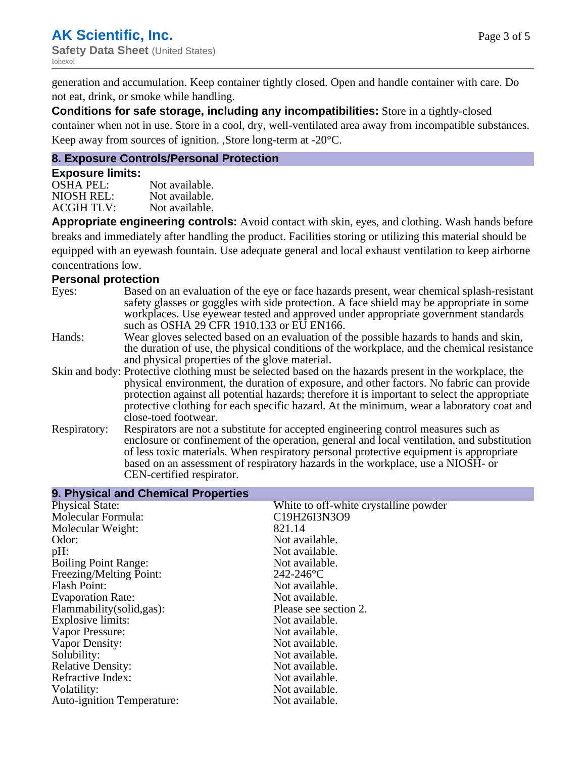generation and accumulation. Keep container tightly closed. Open and handle container with care. Do not eat, drink, or smoke while handling.

**Conditions for safe storage, including any incompatibilities:** Store in a tightly-closed container when not in use. Store in a cool, dry, well-ventilated area away from incompatible substances. Keep away from sources of ignition. ,Store long-term at -20°C.

## 8. Exposure Controls/Personal Protection

### Exposure limits:

| | |
|---|---|
| OSHA PEL: | Not available. |
| NIOSH REL: | Not available. |
| ACGIH TLV: | Not available. |

**Appropriate engineering controls:** Avoid contact with skin, eyes, and clothing. Wash hands before breaks and immediately after handling the product. Facilities storing or utilizing this material should be equipped with an eyewash fountain. Use adequate general and local exhaust ventilation to keep airborne concentrations low.

### Personal protection

| | |
|---|---|
| Eyes: | Based on an evaluation of the eye or face hazards present, wear chemical splash-resistant safety glasses or goggles with side protection. A face shield may be appropriate in some workplaces. Use eyewear tested and approved under appropriate government standards such as OSHA 29 CFR 1910.133 or EU EN166. |
| Hands: | Wear gloves selected based on an evaluation of the possible hazards to hands and skin, the duration of use, the physical conditions of the workplace, and the chemical resistance and physical properties of the glove material. |
| Skin and body: | Protective clothing must be selected based on the hazards present in the workplace, the physical environment, the duration of exposure, and other factors. No fabric can provide protection against all potential hazards; therefore it is important to select the appropriate protective clothing for each specific hazard. At the minimum, wear a laboratory coat and close-toed footwear. |
| Respiratory: | Respirators are not a substitute for accepted engineering control measures such as enclosure or confinement of the operation, general and local ventilation, and substitution of less toxic materials. When respiratory personal protective equipment is appropriate based on an assessment of respiratory hazards in the workplace, use a NIOSH- or CEN-certified respirator. |

## 9. Physical and Chemical Properties

| | |
|---|---|
| Physical State: | White to off-white crystalline powder |
| Molecular Formula: | C19H26I3N3O9 |
| Molecular Weight: | 821.14 |
| Odor: | Not available. |
| pH: | Not available. |
| Boiling Point Range: | Not available. |
| Freezing/Melting Point: | 242-246°C |
| Flash Point: | Not available. |
| Evaporation Rate: | Not available. |
| Flammability(solid,gas): | Please see section 2. |
| Explosive limits: | Not available. |
| Vapor Pressure: | Not available. |
| Vapor Density: | Not available. |
| Solubility: | Not available. |
| Relative Density: | Not available. |
| Refractive Index: | Not available. |
| Volatility: | Not available. |
| Auto-ignition Temperature: | Not available. |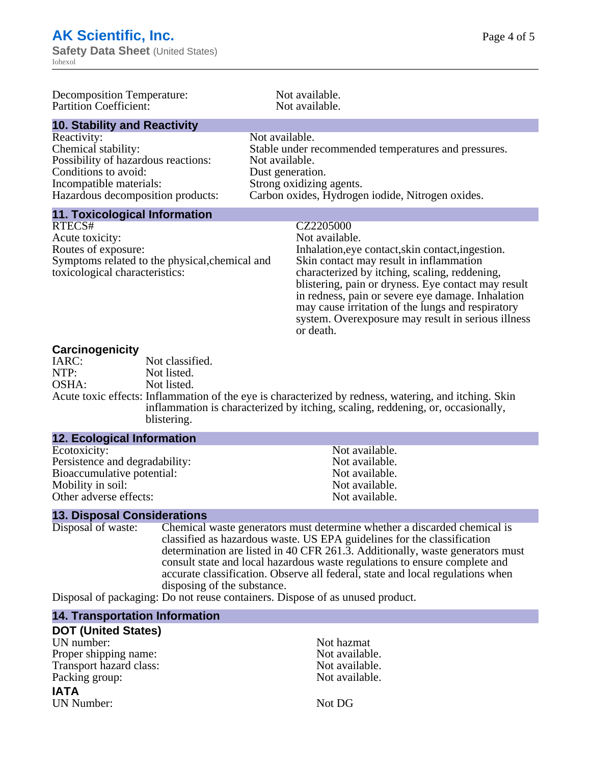| | |
|---|---|
| Decomposition Temperature: | Not available. |
| Partition Coefficient: | Not available. |

## 10. Stability and Reactivity

| | |
|---|---|
| Reactivity: | Not available. |
| Chemical stability: | Stable under recommended temperatures and pressures. |
| Possibility of hazardous reactions: | Not available. |
| Conditions to avoid: | Dust generation. |
| Incompatible materials: | Strong oxidizing agents. |
| Hazardous decomposition products: | Carbon oxides, Hydrogen iodide, Nitrogen oxides. |

## 11. Toxicological Information

| | |
|---|---|
| RTECS# | CZ2205000 |
| Acute toxicity: | Not available. |
| Routes of exposure: | Inhalation,eye contact,skin contact,ingestion. |
| Symptoms related to the physical,chemical and toxicological characteristics: | Skin contact may result in inflammation characterized by itching, scaling, reddening, blistering, pain or dryness. Eye contact may result in redness, pain or severe eye damage. Inhalation may cause irritation of the lungs and respiratory system. Overexposure may result in serious illness or death. |

### Carcinogenicity

| | |
|---|---|
| IARC: | Not classified. |
| NTP: | Not listed. |
| OSHA: | Not listed. |
| Acute toxic effects: | Inflammation of the eye is characterized by redness, watering, and itching. Skin inflammation is characterized by itching, scaling, reddening, or, occasionally, blistering. |

## 12. Ecological Information

| | |
|---|---|
| Ecotoxicity: | Not available. |
| Persistence and degradability: | Not available. |
| Bioaccumulative potential: | Not available. |
| Mobility in soil: | Not available. |
| Other adverse effects: | Not available. |

## 13. Disposal Considerations

| | |
|---|---|
| Disposal of waste: | Chemical waste generators must determine whether a discarded chemical is classified as hazardous waste. US EPA guidelines for the classification determination are listed in 40 CFR 261.3. Additionally, waste generators must consult state and local hazardous waste regulations to ensure complete and accurate classification. Observe all federal, state and local regulations when disposing of the substance. |
| Disposal of packaging: | Do not reuse containers. Dispose of as unused product. |

## 14. Transportation Information

### DOT (United States)

| | |
|---|---|
| UN number: | Not hazmat |
| Proper shipping name: | Not available. |
| Transport hazard class: | Not available. |
| Packing group: | Not available. |

### IATA

| | |
|---|---|
| UN Number: | Not DG |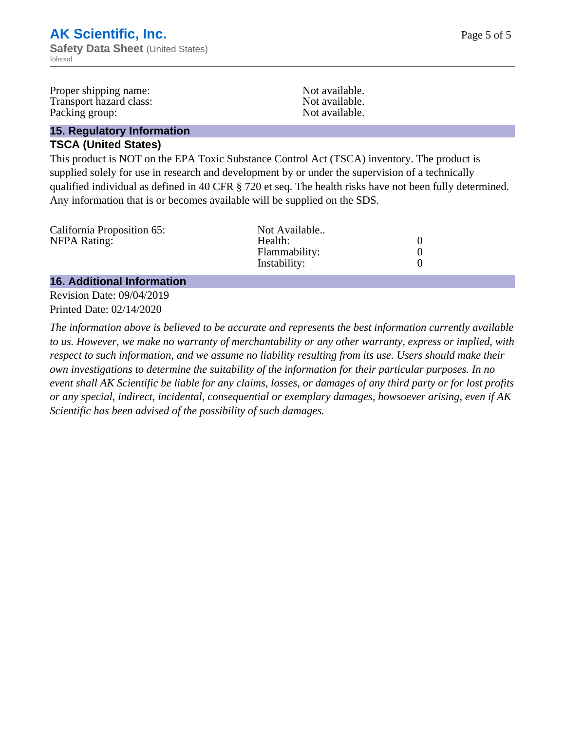| | |
|---|---|
| Proper shipping name: | Not available. |
| Transport hazard class: | Not available. |
| Packing group: | Not available. |

## 15. Regulatory Information

### TSCA (United States)

This product is NOT on the EPA Toxic Substance Control Act (TSCA) inventory. The product is supplied solely for use in research and development by or under the supervision of a technically qualified individual as defined in 40 CFR § 720 et seq. The health risks have not been fully determined. Any information that is or becomes available will be supplied on the SDS.

| | | |
|---|---|---|
| California Proposition 65: | Not Available.. | |
| NFPA Rating: | Health: | 0 |
| | Flammability: | 0 |
| | Instability: | 0 |

## 16. Additional Information

Revision Date: 09/04/2019

Printed Date: 02/14/2020

*The information above is believed to be accurate and represents the best information currently available to us. However, we make no warranty of merchantability or any other warranty, express or implied, with respect to such information, and we assume no liability resulting from its use. Users should make their own investigations to determine the suitability of the information for their particular purposes. In no event shall AK Scientific be liable for any claims, losses, or damages of any third party or for lost profits or any special, indirect, incidental, consequential or exemplary damages, howsoever arising, even if AK Scientific has been advised of the possibility of such damages.*